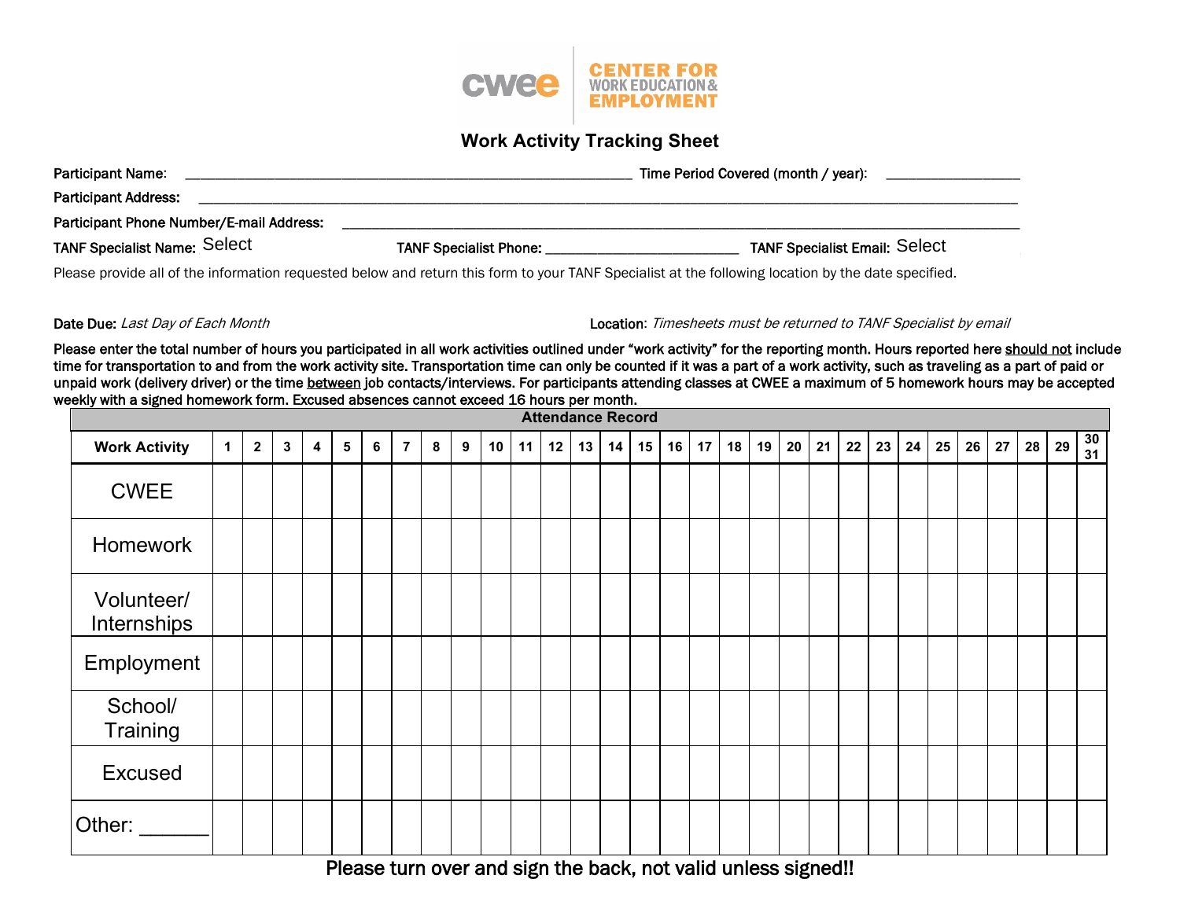CWEE CENTER FOR WORK EDUCATION & EMPLOYMENT

# Work Activity Tracking Sheet

**Participant Name:** ____________________________________________ **Time Period Covered (month / year):** ______________

**Participant Address:** ________________________________________________________________________________

**Participant Phone Number/E-mail Address:** ______________________________________________________________

**TANF Specialist Name:** Select **TANF Specialist Phone:** ____________________ **TANF Specialist Email:** Select

Please provide all of the information requested below and return this form to your TANF Specialist at the following location by the date specified.

**Date Due:** *Last Day of Each Month* **Location:** *Timesheets must be returned to TANF Specialist by email*

**Please enter the total number of hours you participated in all work activities outlined under "work activity" for the reporting month. Hours reported here <u>should not</u> include time for transportation to and from the work activity site. Transportation time can only be counted if it was a part of a work activity, such as traveling as a part of paid or unpaid work (delivery driver) or the time <u>between</u> job contacts/interviews. For participants attending classes at CWEE a maximum of 5 homework hours may be accepted weekly with a signed homework form. Excused absences cannot exceed 16 hours per month.**

| Attendance Record | | | | | | | | | | | | | | | | | | | | | | | | | | | | | | |
|---|---|---|---|---|---|---|---|---|---|---|---|---|---|---|---|---|---|---|---|---|---|---|---|---|---|---|---|---|---|---|
| **Work Activity** | **1** | **2** | **3** | **4** | **5** | **6** | **7** | **8** | **9** | **10** | **11** | **12** | **13** | **14** | **15** | **16** | **17** | **18** | **19** | **20** | **21** | **22** | **23** | **24** | **25** | **26** | **27** | **28** | **29** | **30 31** |
| CWEE | | | | | | | | | | | | | | | | | | | | | | | | | | | | | | |
| Homework | | | | | | | | | | | | | | | | | | | | | | | | | | | | | | |
| Volunteer/ Internships | | | | | | | | | | | | | | | | | | | | | | | | | | | | | | |
| Employment | | | | | | | | | | | | | | | | | | | | | | | | | | | | | | |
| School/ Training | | | | | | | | | | | | | | | | | | | | | | | | | | | | | | |
| Excused | | | | | | | | | | | | | | | | | | | | | | | | | | | | | | |
| Other: ______ | | | | | | | | | | | | | | | | | | | | | | | | | | | | | | |

Please turn over and sign the back, not valid unless signed!!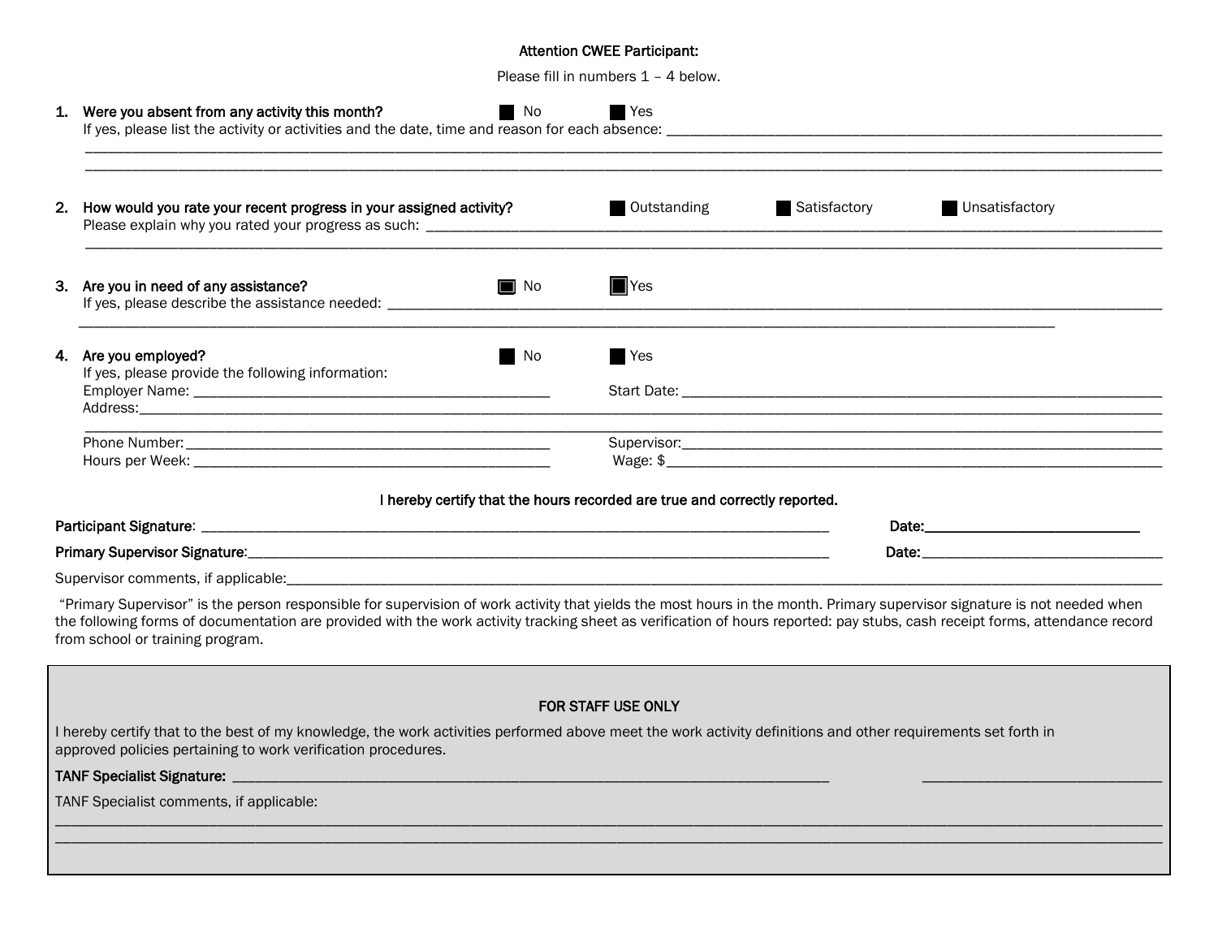**Attention CWEE Participant:**

Please fill in numbers 1 – 4 below.

1. **Were you absent from any activity this month?** ■ No ■ Yes
   If yes, please list the activity or activities and the date, time and reason for each absence: ______________________________________________
   ______________________________________________________________________________________________
   ______________________________________________________________________________________________

2. **How would you rate your recent progress in your assigned activity?** ■ Outstanding ■ Satisfactory ■ Unsatisfactory
   Please explain why you rated your progress as such: ______________________________________________
   ______________________________________________________________________________________________

3. **Are you in need of any assistance?** ■ No ■ Yes
   If yes, please describe the assistance needed: ______________________________________________
   ______________________________________________________________________________________________

4. **Are you employed?** ■ No ■ Yes
   If yes, please provide the following information:
   Employer Name: ______________________________ Start Date: ______________________________
   Address:______________________________________________________________________________
   ______________________________________________________________________________________________
   Phone Number:______________________________ Supervisor:______________________________
   Hours per Week: ______________________________ Wage: $______________________________

**I hereby certify that the hours recorded are true and correctly reported.**

**Participant Signature**: ______________________________________________ **Date:**______________________

**Primary Supervisor Signature**:______________________________________________ **Date:**______________________

Supervisor comments, if applicable:______________________________________________________________

"Primary Supervisor" is the person responsible for supervision of work activity that yields the most hours in the month. Primary supervisor signature is not needed when the following forms of documentation are provided with the work activity tracking sheet as verification of hours reported: pay stubs, cash receipt forms, attendance record from school or training program.

**FOR STAFF USE ONLY**

I hereby certify that to the best of my knowledge, the work activities performed above meet the work activity definitions and other requirements set forth in approved policies pertaining to work verification procedures.

**TANF Specialist Signature:** ______________________________________________ ______________________

TANF Specialist comments, if applicable:

______________________________________________________________________________________________
______________________________________________________________________________________________